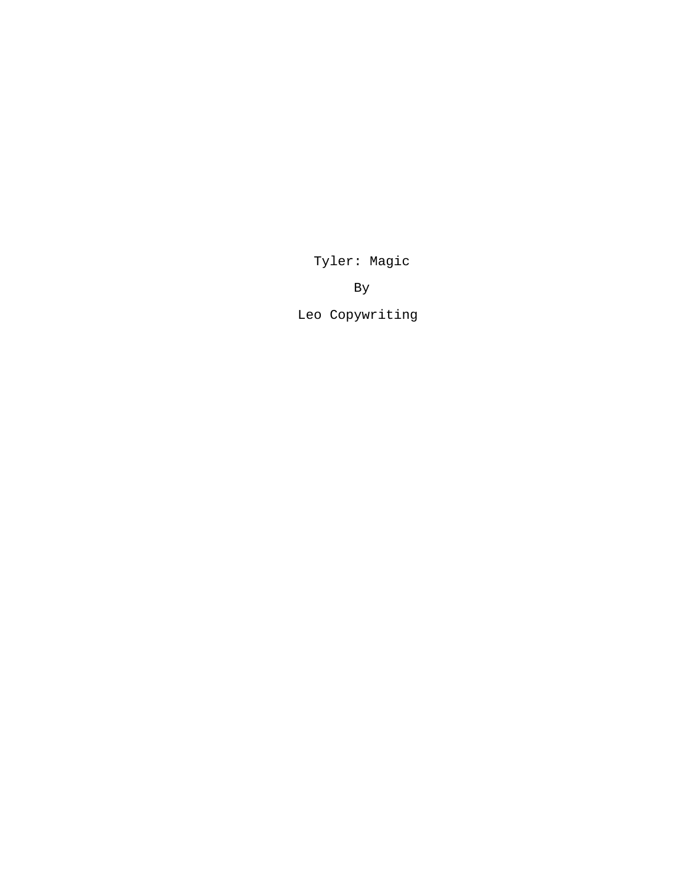Tyler: Magic

By

Leo Copywriting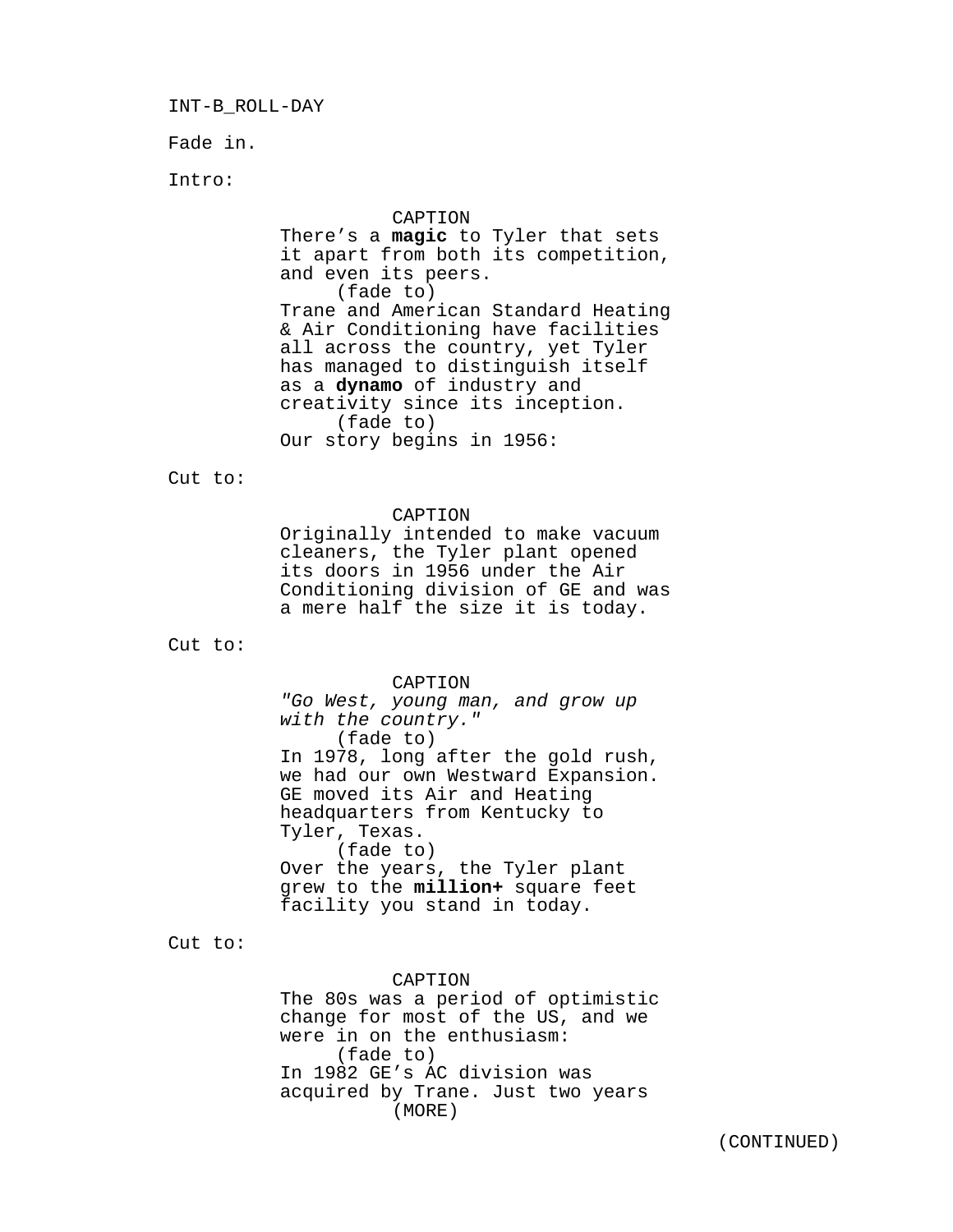INT-B_ROLL-DAY

Fade in.

Intro:

CAPTION

There's a **magic** to Tyler that sets it apart from both its competition, and even its peers.

(fade to)

Trane and American Standard Heating & Air Conditioning have facilities all across the country, yet Tyler has managed to distinguish itself as a **dynamo** of industry and creativity since its inception.

(fade to)

Our story begins in 1956:

Cut to:

CAPTION

Originally intended to make vacuum cleaners, the Tyler plant opened its doors in 1956 under the Air Conditioning division of GE and was a mere half the size it is today.

Cut to:

CAPTION

*"Go West, young man, and grow up with the country."*

(fade to)

In 1978, long after the gold rush, we had our own Westward Expansion. GE moved its Air and Heating headquarters from Kentucky to Tyler, Texas.

(fade to)

Over the years, the Tyler plant grew to the **million+** square feet facility you stand in today.

Cut to:

CAPTION

The 80s was a period of optimistic change for most of the US, and we were in on the enthusiasm:

(fade to)

In 1982 GE's AC division was acquired by Trane. Just two years

(MORE)

(CONTINUED)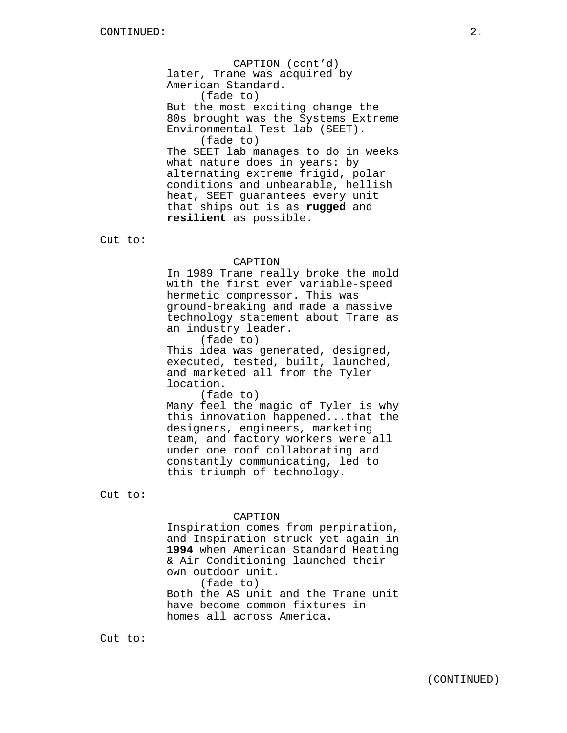CAPTION (cont'd)
later, Trane was acquired by American Standard.
(fade to)
But the most exciting change the 80s brought was the Systems Extreme Environmental Test lab (SEET).
(fade to)
The SEET lab manages to do in weeks what nature does in years: by alternating extreme frigid, polar conditions and unbearable, hellish heat, SEET guarantees every unit that ships out is as **rugged** and **resilient** as possible.

Cut to:

CAPTION
In 1989 Trane really broke the mold with the first ever variable-speed hermetic compressor. This was ground-breaking and made a massive technology statement about Trane as an industry leader.
(fade to)
This idea was generated, designed, executed, tested, built, launched, and marketed all from the Tyler location.
(fade to)
Many feel the magic of Tyler is why this innovation happened...that the designers, engineers, marketing team, and factory workers were all under one roof collaborating and constantly communicating, led to this triumph of technology.

Cut to:

CAPTION
Inspiration comes from perpiration, and Inspiration struck yet again in **1994** when American Standard Heating & Air Conditioning launched their own outdoor unit.
(fade to)
Both the AS unit and the Trane unit have become common fixtures in homes all across America.

Cut to: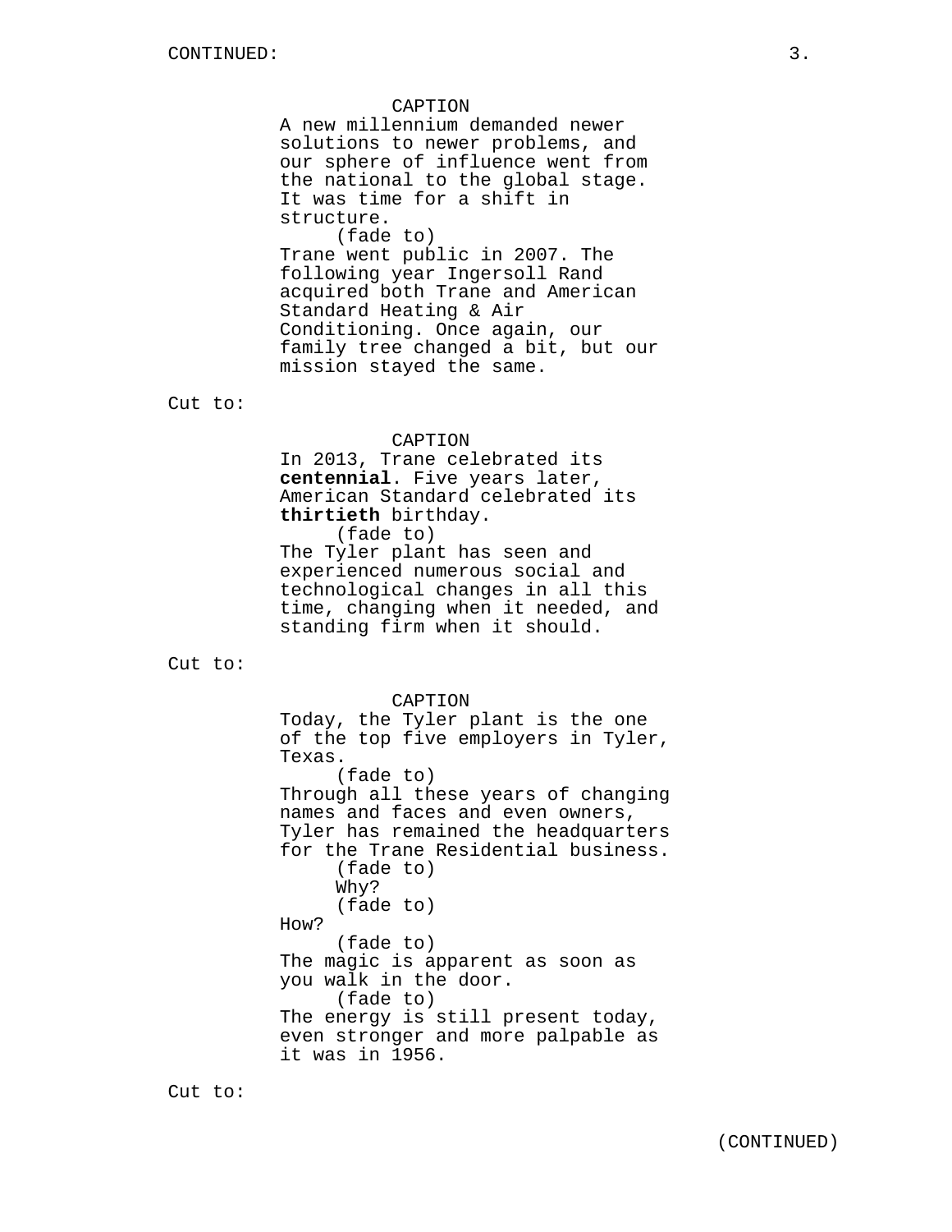CAPTION

A new millennium demanded newer solutions to newer problems, and our sphere of influence went from the national to the global stage. It was time for a shift in structure.

(fade to)

Trane went public in 2007. The following year Ingersoll Rand acquired both Trane and American Standard Heating & Air Conditioning. Once again, our family tree changed a bit, but our mission stayed the same.

Cut to:

CAPTION

In 2013, Trane celebrated its **centennial**. Five years later, American Standard celebrated its **thirtieth** birthday.

(fade to)

The Tyler plant has seen and experienced numerous social and technological changes in all this time, changing when it needed, and standing firm when it should.

Cut to:

CAPTION

Today, the Tyler plant is the one of the top five employers in Tyler, Texas.

(fade to)

Through all these years of changing names and faces and even owners, Tyler has remained the headquarters for the Trane Residential business.

(fade to)

Why?

(fade to)

How?

(fade to)

The magic is apparent as soon as you walk in the door.

(fade to)

The energy is still present today, even stronger and more palpable as it was in 1956.

Cut to:

(CONTINUED)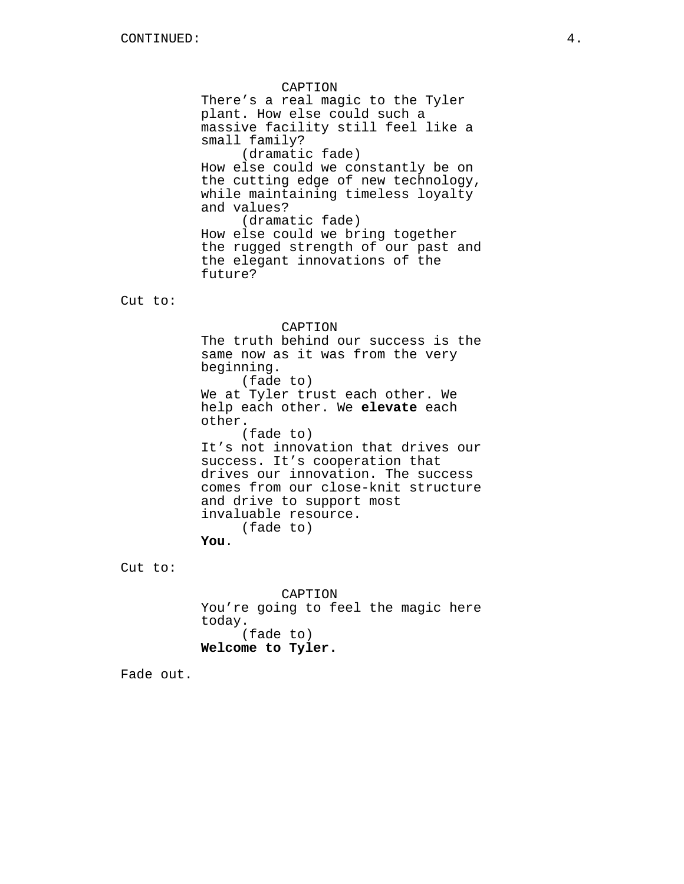CAPTION

There's a real magic to the Tyler plant. How else could such a massive facility still feel like a small family?

(dramatic fade)

How else could we constantly be on the cutting edge of new technology, while maintaining timeless loyalty and values?

(dramatic fade)

How else could we bring together the rugged strength of our past and the elegant innovations of the future?

Cut to:

CAPTION

The truth behind our success is the same now as it was from the very beginning.

(fade to)

We at Tyler trust each other. We help each other. We **elevate** each other.

(fade to)

It's not innovation that drives our success. It's cooperation that drives our innovation. The success comes from our close-knit structure and drive to support most invaluable resource.

(fade to)

**You**.

Cut to:

CAPTION

You're going to feel the magic here today.

(fade to)

**Welcome to Tyler.**

Fade out.